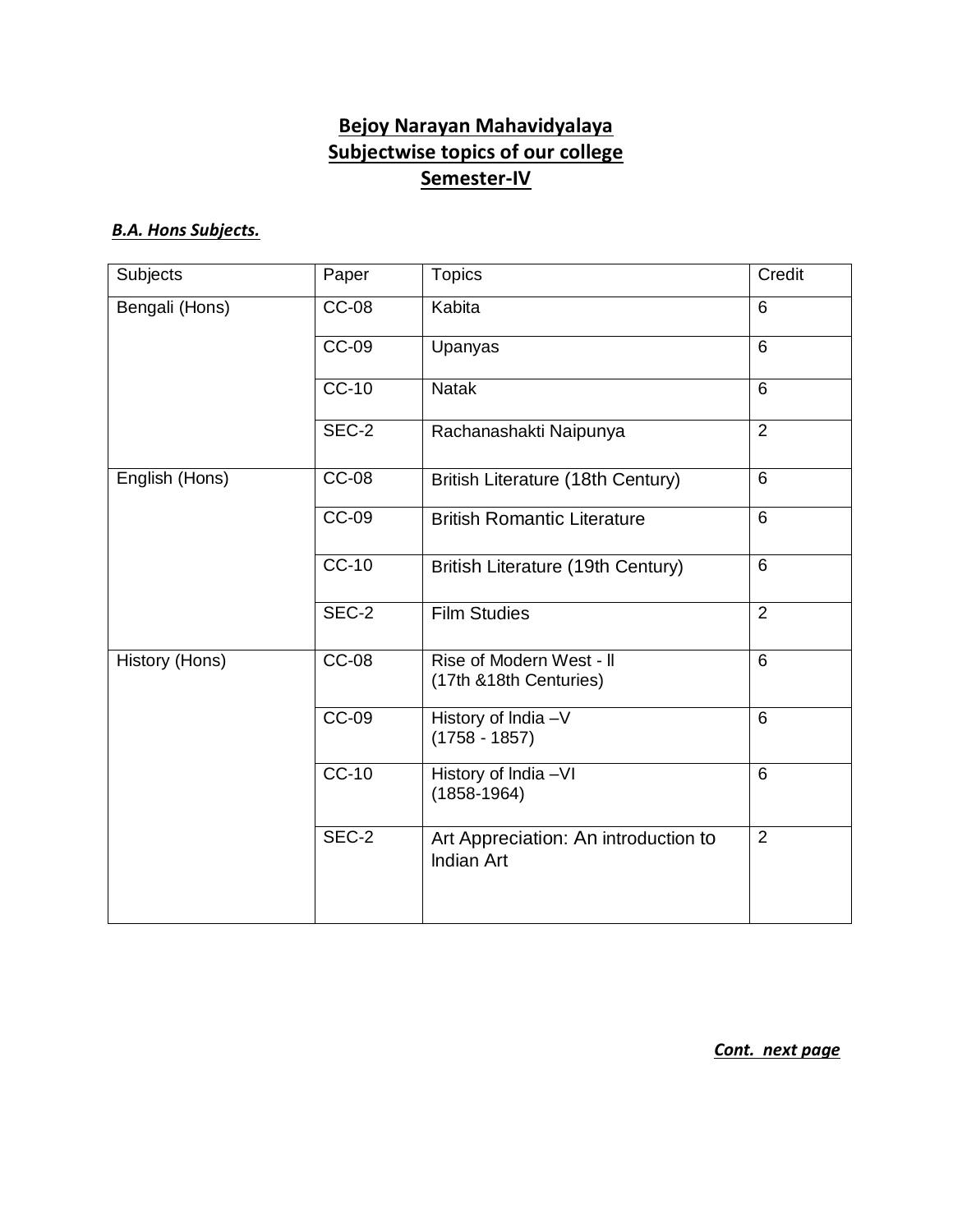# Bejoy Narayan Mahavidyalaya
## Subjectwise topics of our college
## Semester-IV

***B.A. Hons Subjects.***

| Subjects | Paper | Topics | Credit |
|---|---|---|---|
| Bengali (Hons) | CC-08 | Kabita | 6 |
| | CC-09 | Upanyas | 6 |
| | CC-10 | Natak | 6 |
| | SEC-2 | Rachanashakti Naipunya | 2 |
| English (Hons) | CC-08 | British Literature (18th Century) | 6 |
| | CC-09 | British Romantic Literature | 6 |
| | CC-10 | British Literature (19th Century) | 6 |
| | SEC-2 | Film Studies | 2 |
| History (Hons) | CC-08 | Rise of Modern West - II (17th &18th Centuries) | 6 |
| | CC-09 | History of India –V (1758 - 1857) | 6 |
| | CC-10 | History of India –VI (1858-1964) | 6 |
| | SEC-2 | Art Appreciation: An introduction to Indian Art | 2 |

***Cont. next page***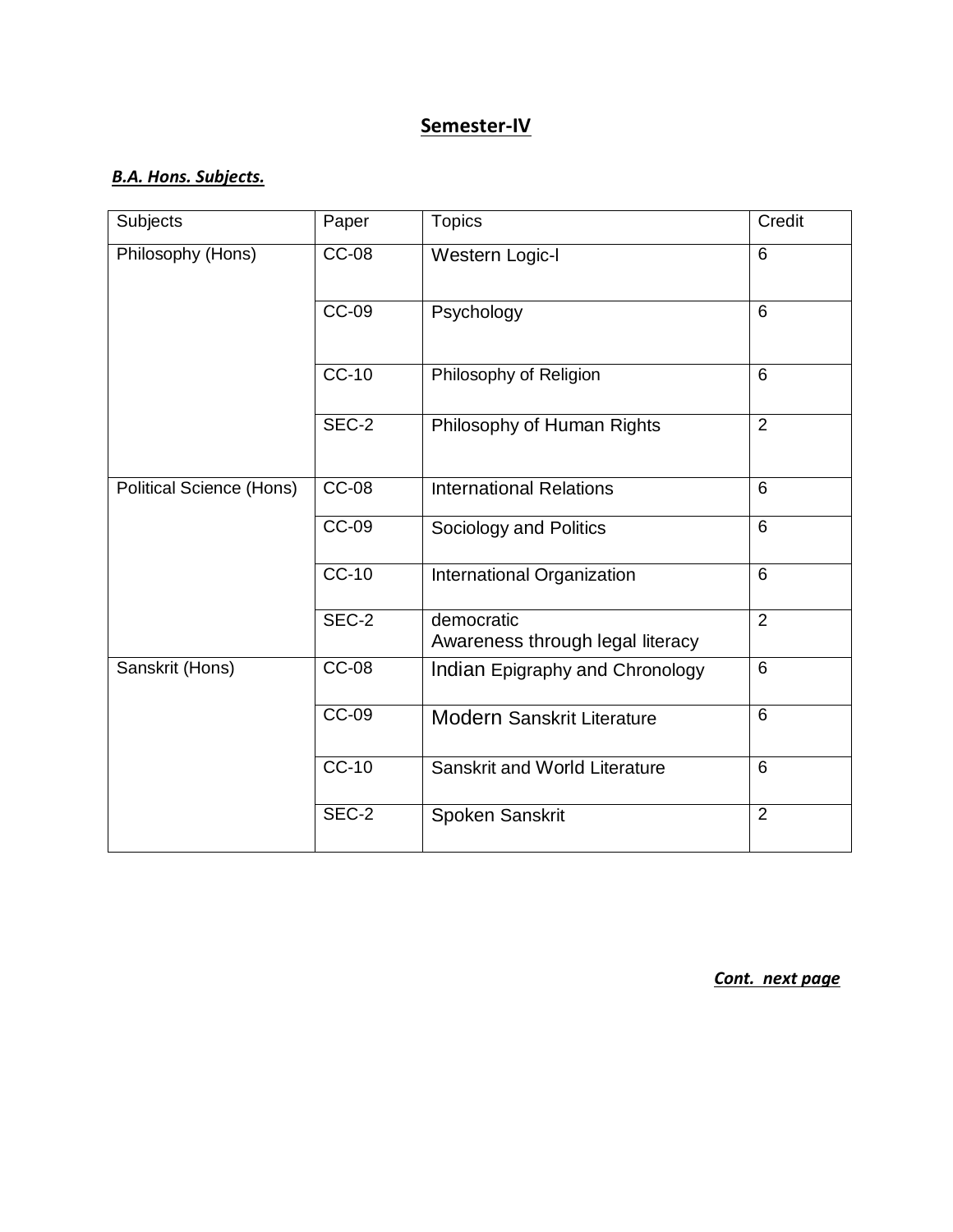## Semester-IV

### ***B.A. Hons. Subjects.***

| Subjects | Paper | Topics | Credit |
|---|---|---|---|
| Philosophy (Hons) | CC-08 | Western Logic-I | 6 |
| | CC-09 | Psychology | 6 |
| | CC-10 | Philosophy of Religion | 6 |
| | SEC-2 | Philosophy of Human Rights | 2 |
| Political Science (Hons) | CC-08 | International Relations | 6 |
| | CC-09 | Sociology and Politics | 6 |
| | CC-10 | International Organization | 6 |
| | SEC-2 | democratic Awareness through legal literacy | 2 |
| Sanskrit (Hons) | CC-08 | Indian Epigraphy and Chronology | 6 |
| | CC-09 | Modern Sanskrit Literature | 6 |
| | CC-10 | Sanskrit and World Literature | 6 |
| | SEC-2 | Spoken Sanskrit | 2 |

***Cont. next page***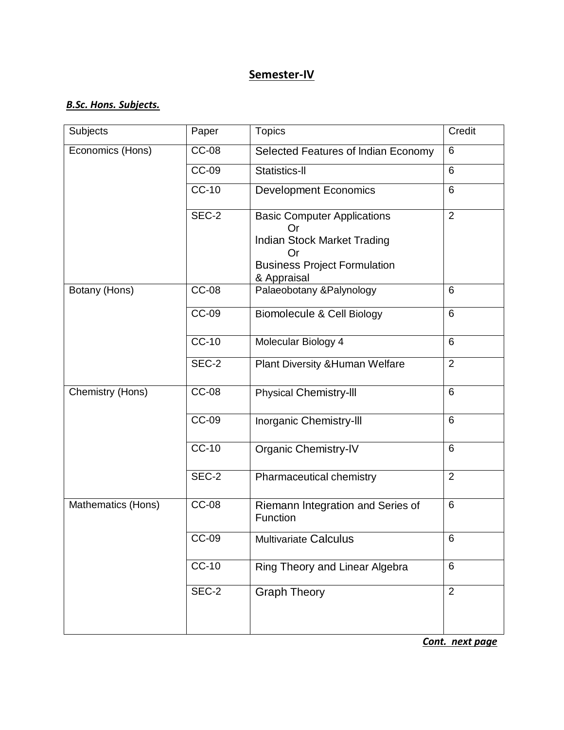## Semester-IV

***B.Sc. Hons. Subjects.***

| Subjects | Paper | Topics | Credit |
|---|---|---|---|
| Economics (Hons) | CC-08 | Selected Features of Indian Economy | 6 |
| | CC-09 | Statistics-II | 6 |
| | CC-10 | Development Economics | 6 |
| | SEC-2 | Basic Computer Applications<br>Or<br>Indian Stock Market Trading<br>Or<br>Business Project Formulation & Appraisal | 2 |
| Botany (Hons) | CC-08 | Palaeobotany &Palynology | 6 |
| | CC-09 | Biomolecule & Cell Biology | 6 |
| | CC-10 | Molecular Biology 4 | 6 |
| | SEC-2 | Plant Diversity &Human Welfare | 2 |
| Chemistry (Hons) | CC-08 | Physical Chemistry-lll | 6 |
| | CC-09 | Inorganic Chemistry-lll | 6 |
| | CC-10 | Organic Chemistry-IV | 6 |
| | SEC-2 | Pharmaceutical chemistry | 2 |
| Mathematics (Hons) | CC-08 | Riemann Integration and Series of Function | 6 |
| | CC-09 | Multivariate Calculus | 6 |
| | CC-10 | Ring Theory and Linear Algebra | 6 |
| | SEC-2 | Graph Theory | 2 |

***Cont. next page***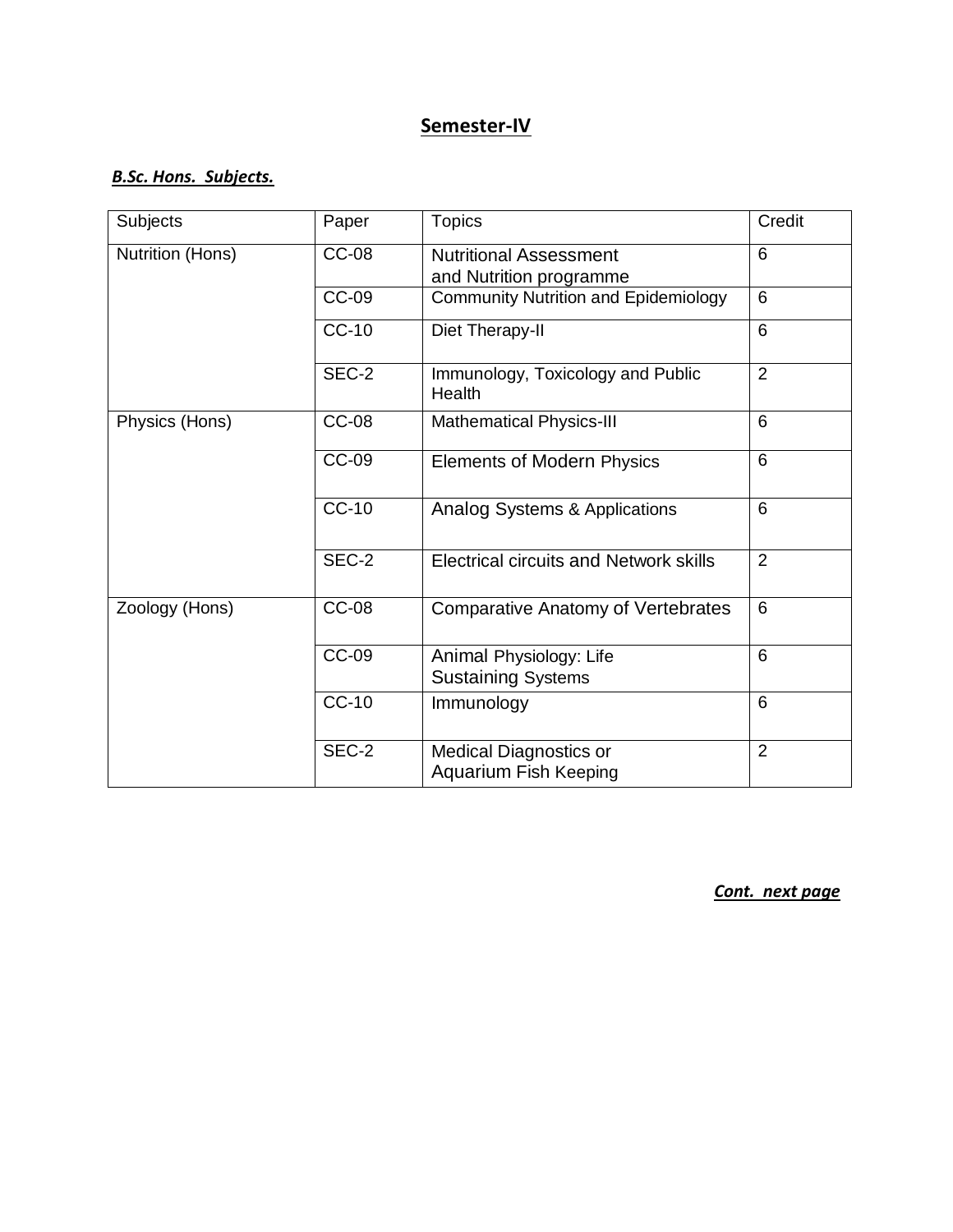## Semester-IV

***B.Sc. Hons. Subjects.***

| Subjects | Paper | Topics | Credit |
|---|---|---|---|
| Nutrition (Hons) | CC-08 | Nutritional Assessment and Nutrition programme | 6 |
| | CC-09 | Community Nutrition and Epidemiology | 6 |
| | CC-10 | Diet Therapy-II | 6 |
| | SEC-2 | Immunology, Toxicology and Public Health | 2 |
| Physics (Hons) | CC-08 | Mathematical Physics-III | 6 |
| | CC-09 | Elements of Modern Physics | 6 |
| | CC-10 | Analog Systems & Applications | 6 |
| | SEC-2 | Electrical circuits and Network skills | 2 |
| Zoology (Hons) | CC-08 | Comparative Anatomy of Vertebrates | 6 |
| | CC-09 | Animal Physiology: Life Sustaining Systems | 6 |
| | CC-10 | Immunology | 6 |
| | SEC-2 | Medical Diagnostics or Aquarium Fish Keeping | 2 |

***Cont. next page***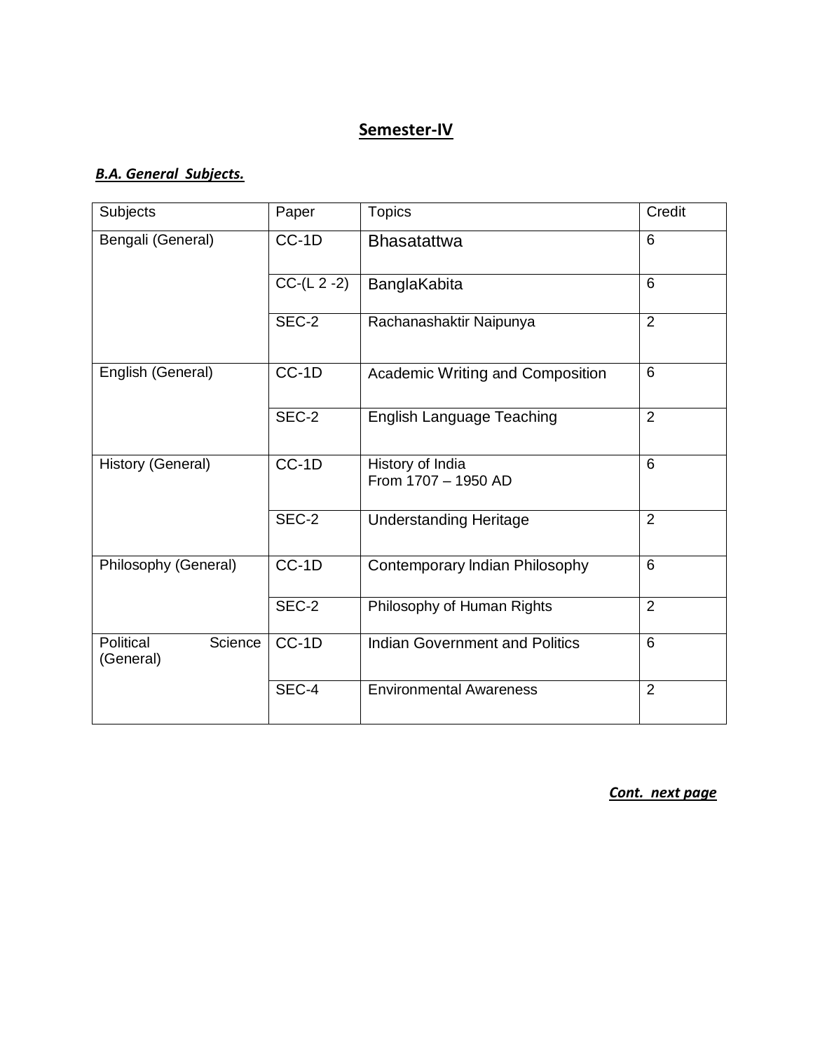## Semester-IV

***B.A. General Subjects.***

| Subjects | Paper | Topics | Credit |
|---|---|---|---|
| Bengali (General) | CC-1D | Bhasatattwa | 6 |
| | CC-(L 2 -2) | BanglaKabita | 6 |
| | SEC-2 | Rachanashaktir Naipunya | 2 |
| English (General) | CC-1D | Academic Writing and Composition | 6 |
| | SEC-2 | English Language Teaching | 2 |
| History (General) | CC-1D | History of India From 1707 – 1950 AD | 6 |
| | SEC-2 | Understanding Heritage | 2 |
| Philosophy (General) | CC-1D | Contemporary Indian Philosophy | 6 |
| | SEC-2 | Philosophy of Human Rights | 2 |
| Political Science (General) | CC-1D | Indian Government and Politics | 6 |
| | SEC-4 | Environmental Awareness | 2 |

***Cont. next page***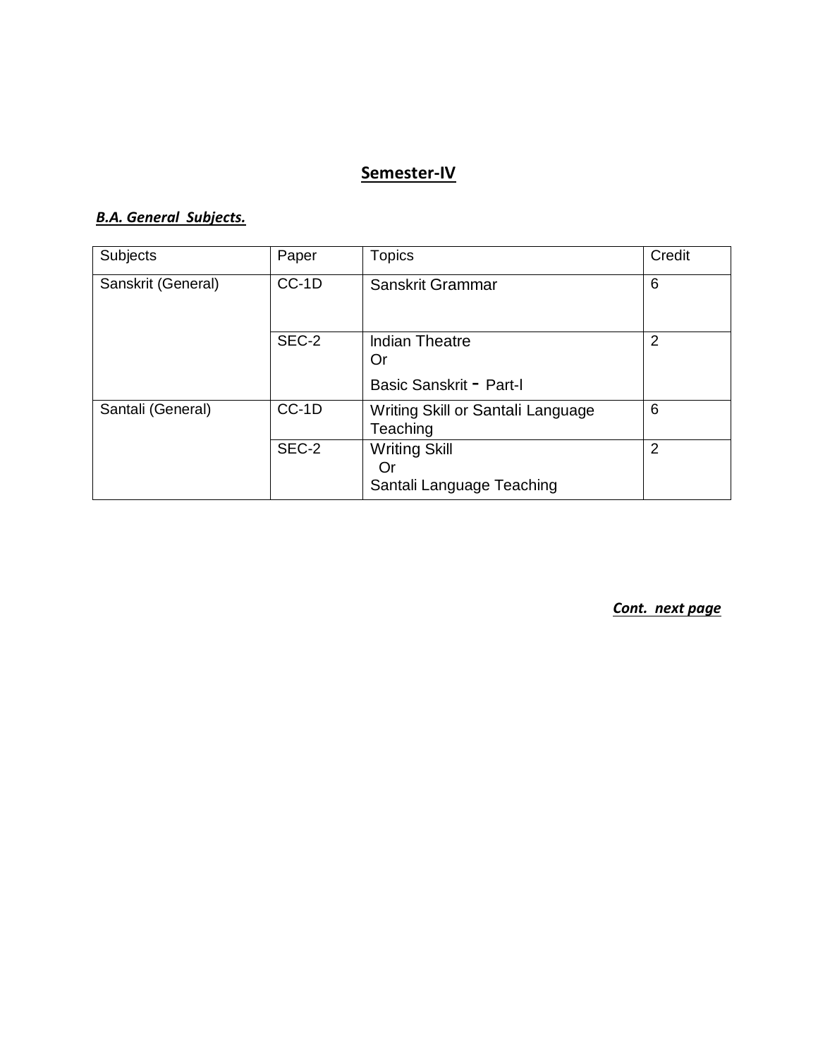## Semester-IV

***B.A. General Subjects.***

| Subjects | Paper | Topics | Credit |
|---|---|---|---|
| Sanskrit (General) | CC-1D | Sanskrit Grammar | 6 |
| | SEC-2 | Indian Theatre<br>Or<br>Basic Sanskrit - Part-I | 2 |
| Santali (General) | CC-1D | Writing Skill or Santali Language Teaching | 6 |
| | SEC-2 | Writing Skill<br>Or<br>Santali Language Teaching | 2 |

***Cont. next page***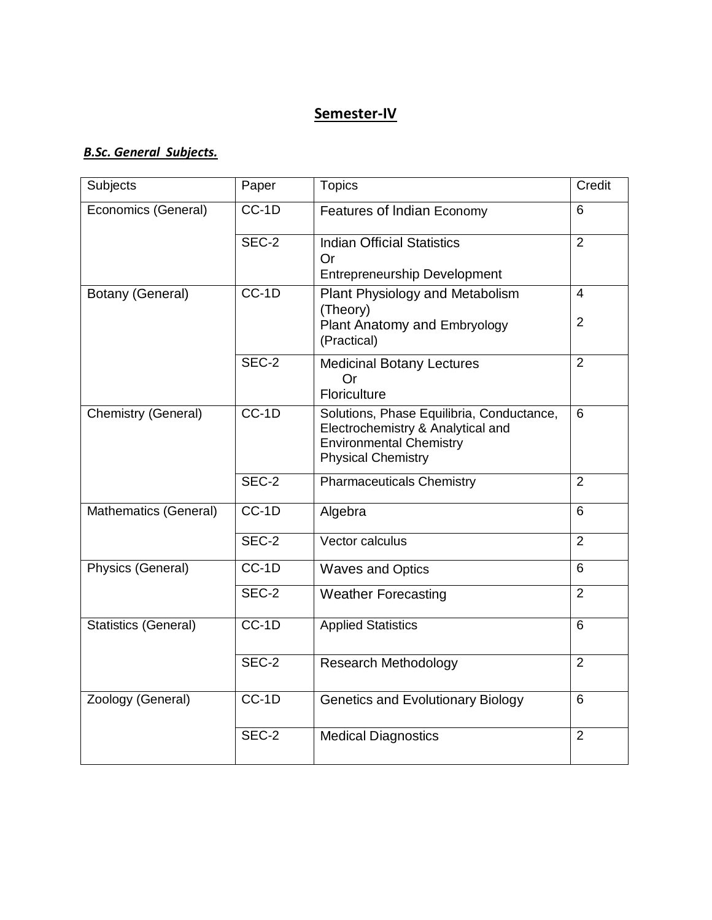## Semester-IV

***B.Sc. General Subjects.***

| Subjects | Paper | Topics | Credit |
|---|---|---|---|
| Economics (General) | CC-1D | Features of Indian Economy | 6 |
| | SEC-2 | Indian Official Statistics<br>Or<br>Entrepreneurship Development | 2 |
| Botany (General) | CC-1D | Plant Physiology and Metabolism (Theory)<br>Plant Anatomy and Embryology (Practical) | 4<br><br>2 |
| | SEC-2 | Medicinal Botany Lectures<br>Or<br>Floriculture | 2 |
| Chemistry (General) | CC-1D | Solutions, Phase Equilibria, Conductance, Electrochemistry & Analytical and Environmental Chemistry<br>Physical Chemistry | 6 |
| | SEC-2 | Pharmaceuticals Chemistry | 2 |
| Mathematics (General) | CC-1D | Algebra | 6 |
| | SEC-2 | Vector calculus | 2 |
| Physics (General) | CC-1D | Waves and Optics | 6 |
| | SEC-2 | Weather Forecasting | 2 |
| Statistics (General) | CC-1D | Applied Statistics | 6 |
| | SEC-2 | Research Methodology | 2 |
| Zoology (General) | CC-1D | Genetics and Evolutionary Biology | 6 |
| | SEC-2 | Medical Diagnostics | 2 |